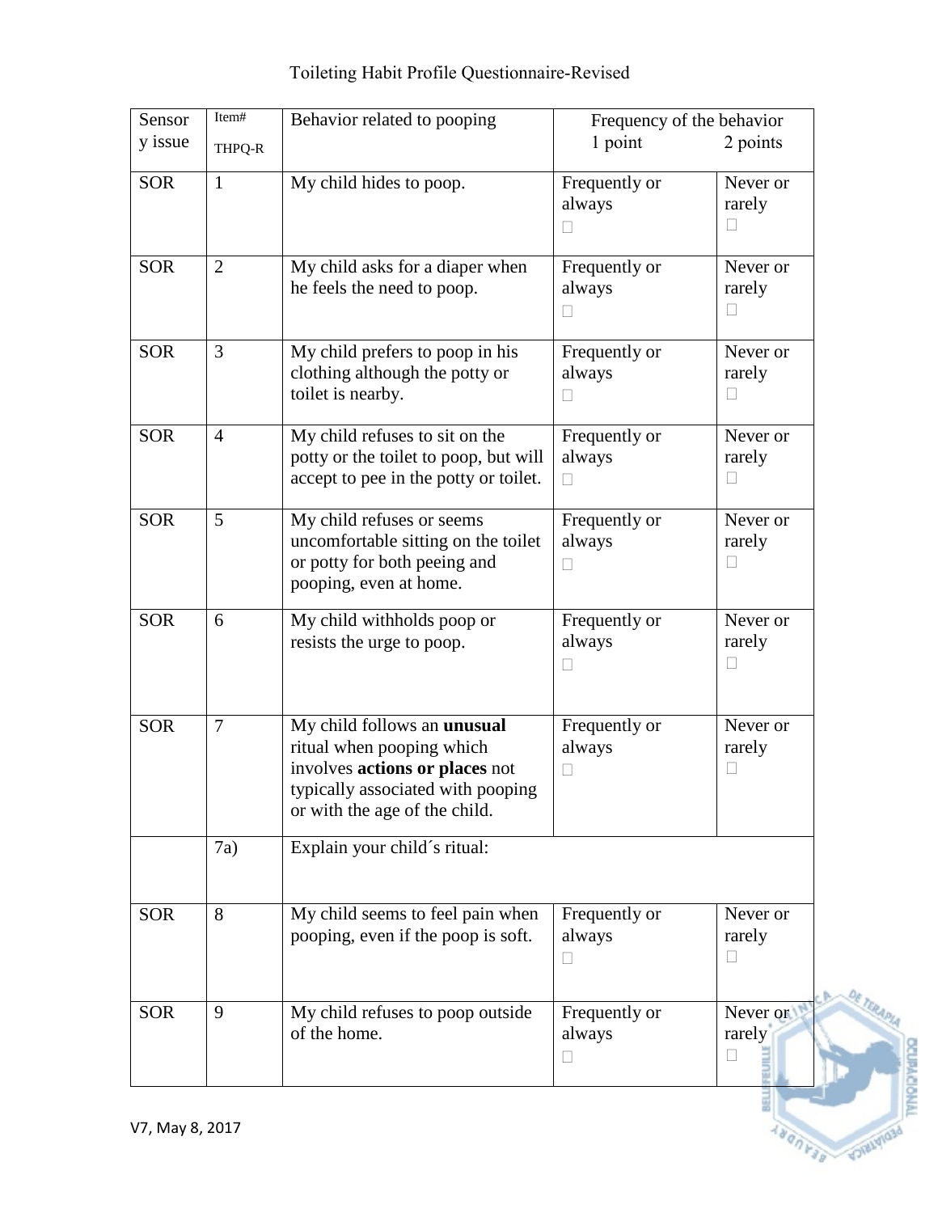# Toileting Habit Profile Questionnaire-Revised

| Sensory issue | Item# THPQ-R | Behavior related to pooping | Frequency of the behavior 1 point | 2 points |
|---|---|---|---|---|
| SOR | 1 | My child hides to poop. | Frequently or always ☐ | Never or rarely ☐ |
| SOR | 2 | My child asks for a diaper when he feels the need to poop. | Frequently or always ☐ | Never or rarely ☐ |
| SOR | 3 | My child prefers to poop in his clothing although the potty or toilet is nearby. | Frequently or always ☐ | Never or rarely ☐ |
| SOR | 4 | My child refuses to sit on the potty or the toilet to poop, but will accept to pee in the potty or toilet. | Frequently or always ☐ | Never or rarely ☐ |
| SOR | 5 | My child refuses or seems uncomfortable sitting on the toilet or potty for both peeing and pooping, even at home. | Frequently or always ☐ | Never or rarely ☐ |
| SOR | 6 | My child withholds poop or resists the urge to poop. | Frequently or always ☐ | Never or rarely ☐ |
| SOR | 7 | My child follows an **unusual** ritual when pooping which involves **actions or places** not typically associated with pooping or with the age of the child. | Frequently or always ☐ | Never or rarely ☐ |
| | 7a) | Explain your child´s ritual: | | |
| SOR | 8 | My child seems to feel pain when pooping, even if the poop is soft. | Frequently or always ☐ | Never or rarely ☐ |
| SOR | 9 | My child refuses to poop outside of the home. | Frequently or always ☐ | Never or rarely ☐ |

V7, May 8, 2017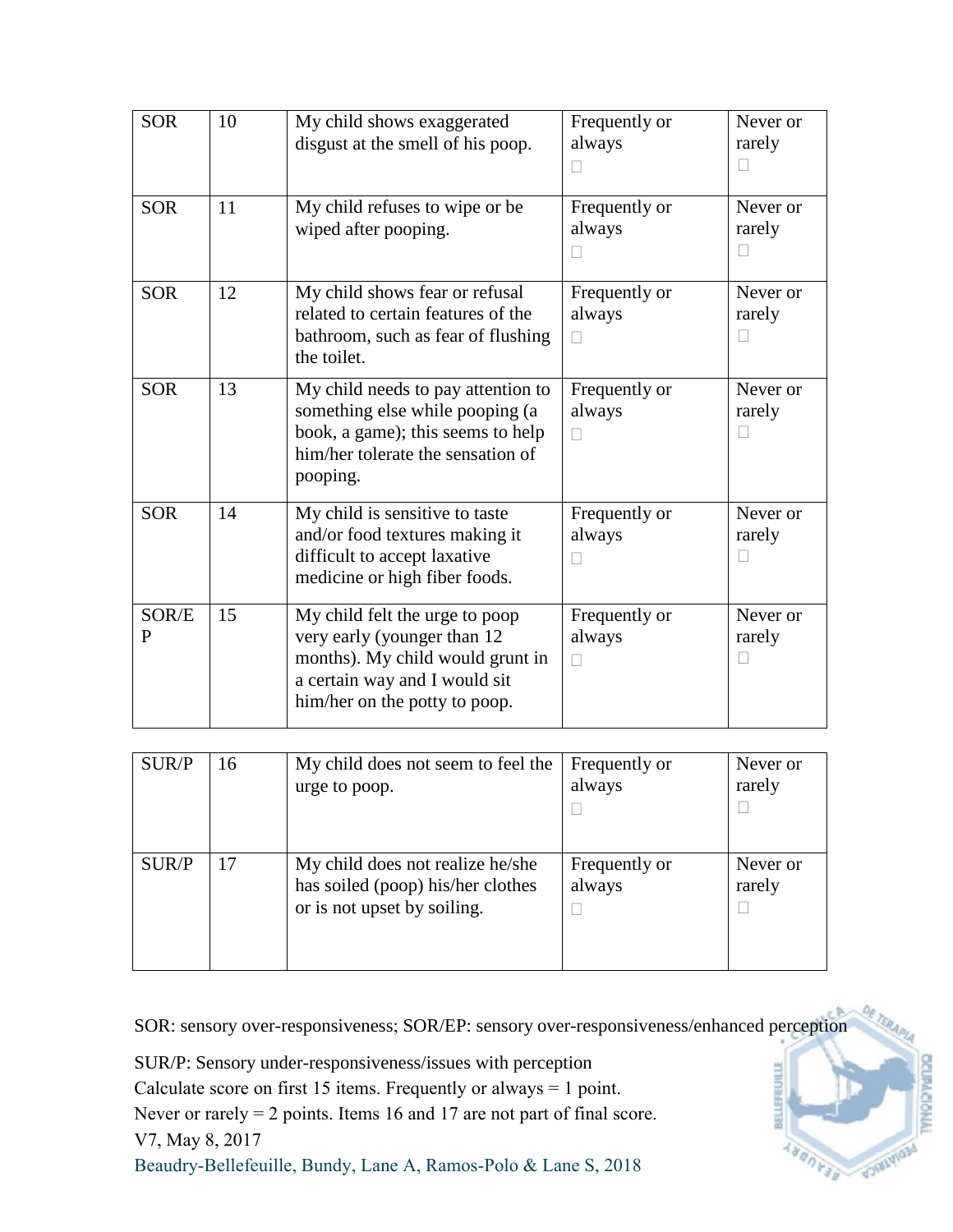| SOR | 10 | My child shows exaggerated disgust at the smell of his poop. | Frequently or always ☐ | Never or rarely ☐ |
|---|---|---|---|---|
| SOR | 11 | My child refuses to wipe or be wiped after pooping. | Frequently or always ☐ | Never or rarely ☐ |
| SOR | 12 | My child shows fear or refusal related to certain features of the bathroom, such as fear of flushing the toilet. | Frequently or always ☐ | Never or rarely ☐ |
| SOR | 13 | My child needs to pay attention to something else while pooping (a book, a game); this seems to help him/her tolerate the sensation of pooping. | Frequently or always ☐ | Never or rarely ☐ |
| SOR | 14 | My child is sensitive to taste and/or food textures making it difficult to accept laxative medicine or high fiber foods. | Frequently or always ☐ | Never or rarely ☐ |
| SOR/EP | 15 | My child felt the urge to poop very early (younger than 12 months). My child would grunt in a certain way and I would sit him/her on the potty to poop. | Frequently or always ☐ | Never or rarely ☐ |

| SUR/P | 16 | My child does not seem to feel the urge to poop. | Frequently or always ☐ | Never or rarely ☐ |
|---|---|---|---|---|
| SUR/P | 17 | My child does not realize he/she has soiled (poop) his/her clothes or is not upset by soiling. | Frequently or always ☐ | Never or rarely ☐ |

SOR: sensory over-responsiveness; SOR/EP: sensory over-responsiveness/enhanced perception

SUR/P: Sensory under-responsiveness/issues with perception
Calculate score on first 15 items. Frequently or always = 1 point.
Never or rarely = 2 points. Items 16 and 17 are not part of final score.
V7, May 8, 2017
Beaudry-Bellefeuille, Bundy, Lane A, Ramos-Polo & Lane S, 2018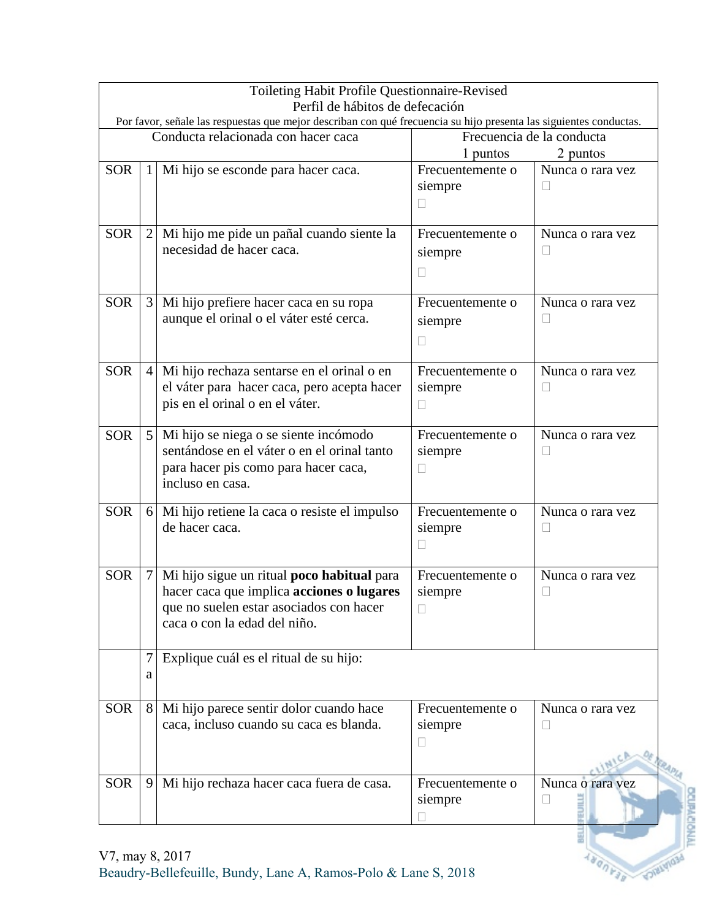| Toileting Habit Profile Questionnaire-Revised<br>Perfil de hábitos de defecación<br>Por favor, señale las respuestas que mejor describan con qué frecuencia su hijo presenta las siguientes conductas. | | | | |
|---|---|---|---|---|
| Conducta relacionada con hacer caca | | | Frecuencia de la conducta<br>1 puntos | 2 puntos |
| SOR | 1 | Mi hijo se esconde para hacer caca. | Frecuentemente o siempre ☐ | Nunca o rara vez ☐ |
| SOR | 2 | Mi hijo me pide un pañal cuando siente la necesidad de hacer caca. | Frecuentemente o siempre ☐ | Nunca o rara vez ☐ |
| SOR | 3 | Mi hijo prefiere hacer caca en su ropa aunque el orinal o el váter esté cerca. | Frecuentemente o siempre ☐ | Nunca o rara vez ☐ |
| SOR | 4 | Mi hijo rechaza sentarse en el orinal o en el váter para hacer caca, pero acepta hacer pis en el orinal o en el váter. | Frecuentemente o siempre ☐ | Nunca o rara vez ☐ |
| SOR | 5 | Mi hijo se niega o se siente incómodo sentándose en el váter o en el orinal tanto para hacer pis como para hacer caca, incluso en casa. | Frecuentemente o siempre ☐ | Nunca o rara vez ☐ |
| SOR | 6 | Mi hijo retiene la caca o resiste el impulso de hacer caca. | Frecuentemente o siempre ☐ | Nunca o rara vez ☐ |
| SOR | 7 | Mi hijo sigue un ritual **poco habitual** para hacer caca que implica **acciones o lugares** que no suelen estar asociados con hacer caca o con la edad del niño. | Frecuentemente o siempre ☐ | Nunca o rara vez ☐ |
| | 7a | Explique cuál es el ritual de su hijo: | | |
| SOR | 8 | Mi hijo parece sentir dolor cuando hace caca, incluso cuando su caca es blanda. | Frecuentemente o siempre ☐ | Nunca o rara vez ☐ |
| SOR | 9 | Mi hijo rechaza hacer caca fuera de casa. | Frecuentemente o siempre ☐ | Nunca o rara vez ☐ |

V7, may 8, 2017
Beaudry-Bellefeuille, Bundy, Lane A, Ramos-Polo & Lane S, 2018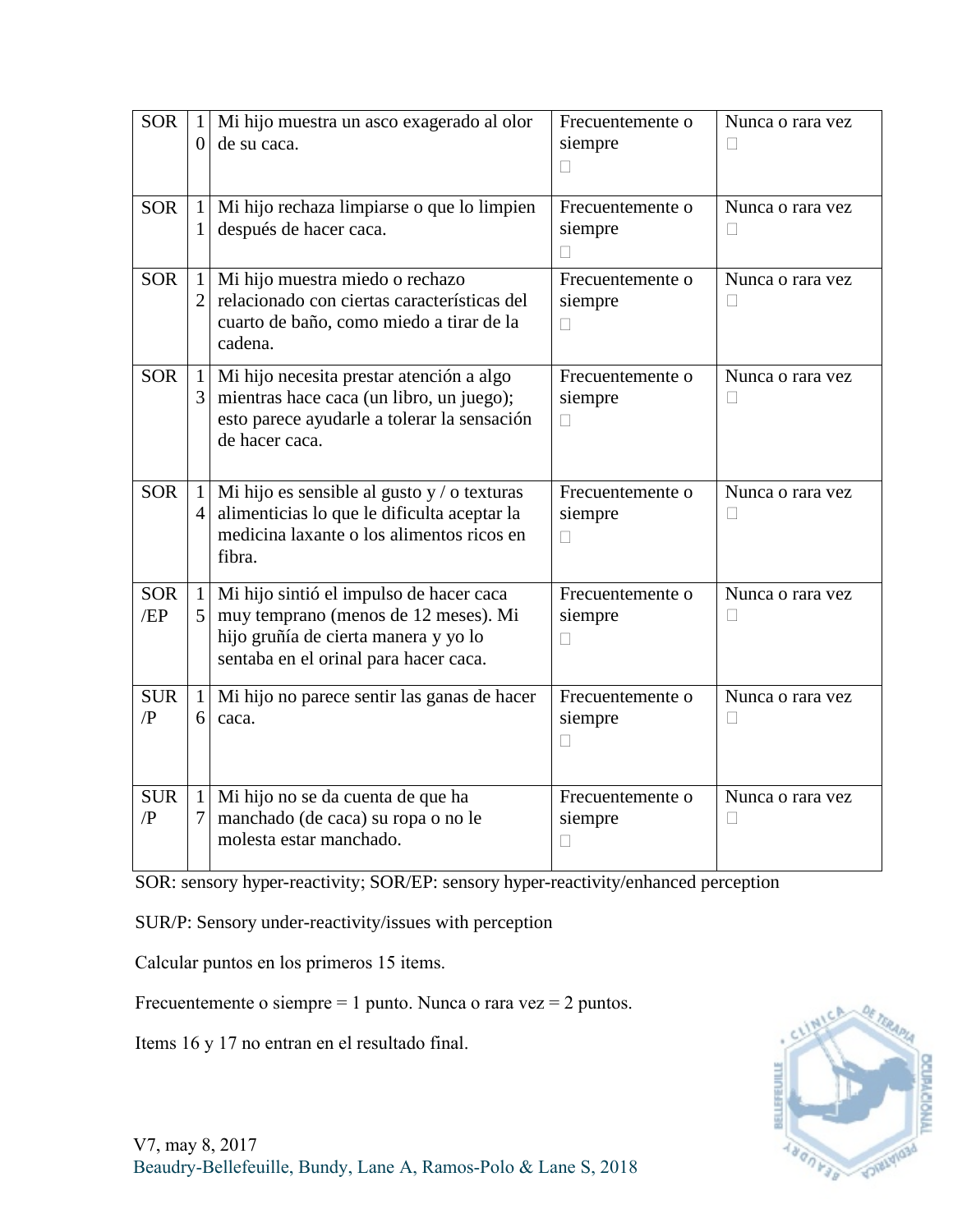| | | | | |
|---|---|---|---|---|
| SOR | 10 | Mi hijo muestra un asco exagerado al olor de su caca. | Frecuentemente o siempre ☐ | Nunca o rara vez ☐ |
| SOR | 11 | Mi hijo rechaza limpiarse o que lo limpien después de hacer caca. | Frecuentemente o siempre ☐ | Nunca o rara vez ☐ |
| SOR | 12 | Mi hijo muestra miedo o rechazo relacionado con ciertas características del cuarto de baño, como miedo a tirar de la cadena. | Frecuentemente o siempre ☐ | Nunca o rara vez ☐ |
| SOR | 13 | Mi hijo necesita prestar atención a algo mientras hace caca (un libro, un juego); esto parece ayudarle a tolerar la sensación de hacer caca. | Frecuentemente o siempre ☐ | Nunca o rara vez ☐ |
| SOR | 14 | Mi hijo es sensible al gusto y / o texturas alimenticias lo que le dificulta aceptar la medicina laxante o los alimentos ricos en fibra. | Frecuentemente o siempre ☐ | Nunca o rara vez ☐ |
| SOR /EP | 15 | Mi hijo sintió el impulso de hacer caca muy temprano (menos de 12 meses). Mi hijo gruñía de cierta manera y yo lo sentaba en el orinal para hacer caca. | Frecuentemente o siempre ☐ | Nunca o rara vez ☐ |
| SUR /P | 16 | Mi hijo no parece sentir las ganas de hacer caca. | Frecuentemente o siempre ☐ | Nunca o rara vez ☐ |
| SUR /P | 17 | Mi hijo no se da cuenta de que ha manchado (de caca) su ropa o no le molesta estar manchado. | Frecuentemente o siempre ☐ | Nunca o rara vez ☐ |

SOR: sensory hyper-reactivity; SOR/EP: sensory hyper-reactivity/enhanced perception

SUR/P: Sensory under-reactivity/issues with perception

Calcular puntos en los primeros 15 items.

Frecuentemente o siempre = 1 punto. Nunca o rara vez = 2 puntos.

Items 16 y 17 no entran en el resultado final.

V7, may 8, 2017
Beaudry-Bellefeuille, Bundy, Lane A, Ramos-Polo & Lane S, 2018